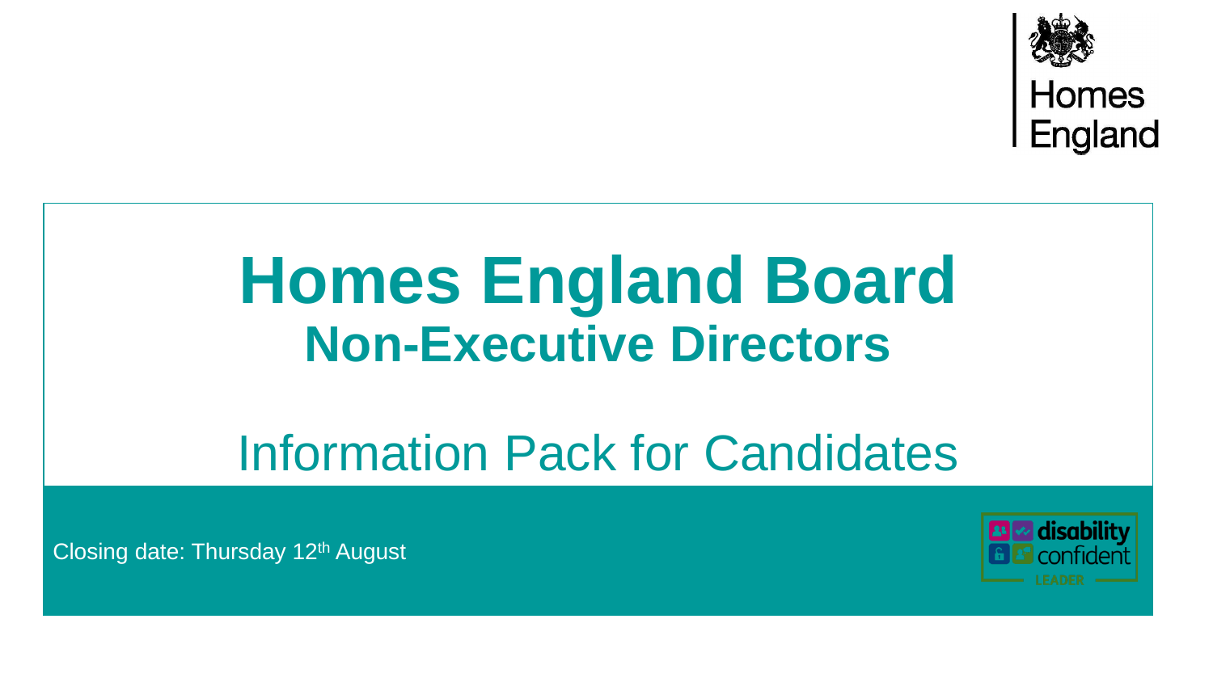Homes England

# Homes England Board

## Non-Executive Directors

Information Pack for Candidates

Closing date: Thursday 12th August

disability confident LEADER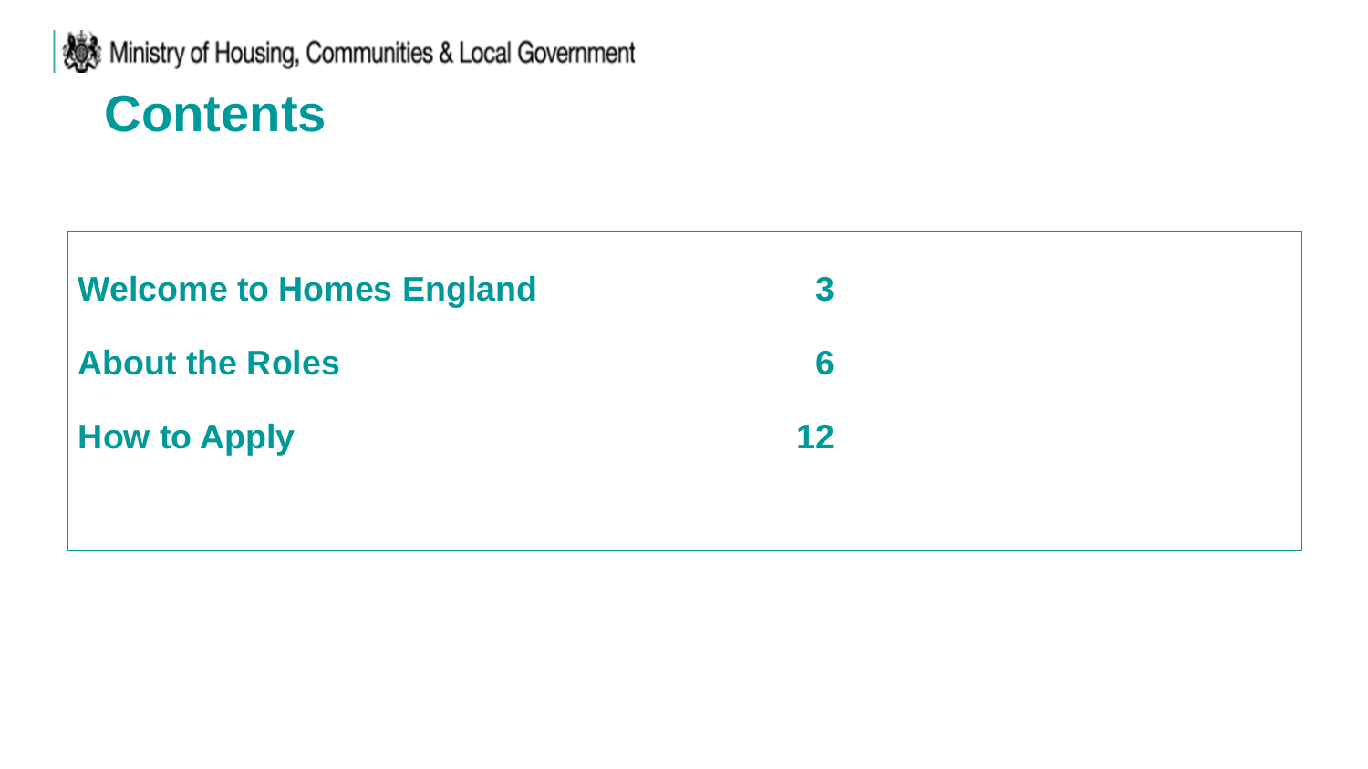Ministry of Housing, Communities & Local Government

# Contents

| | |
|---|---|
| **Welcome to Homes England** | **3** |
| **About the Roles** | **6** |
| **How to Apply** | **12** |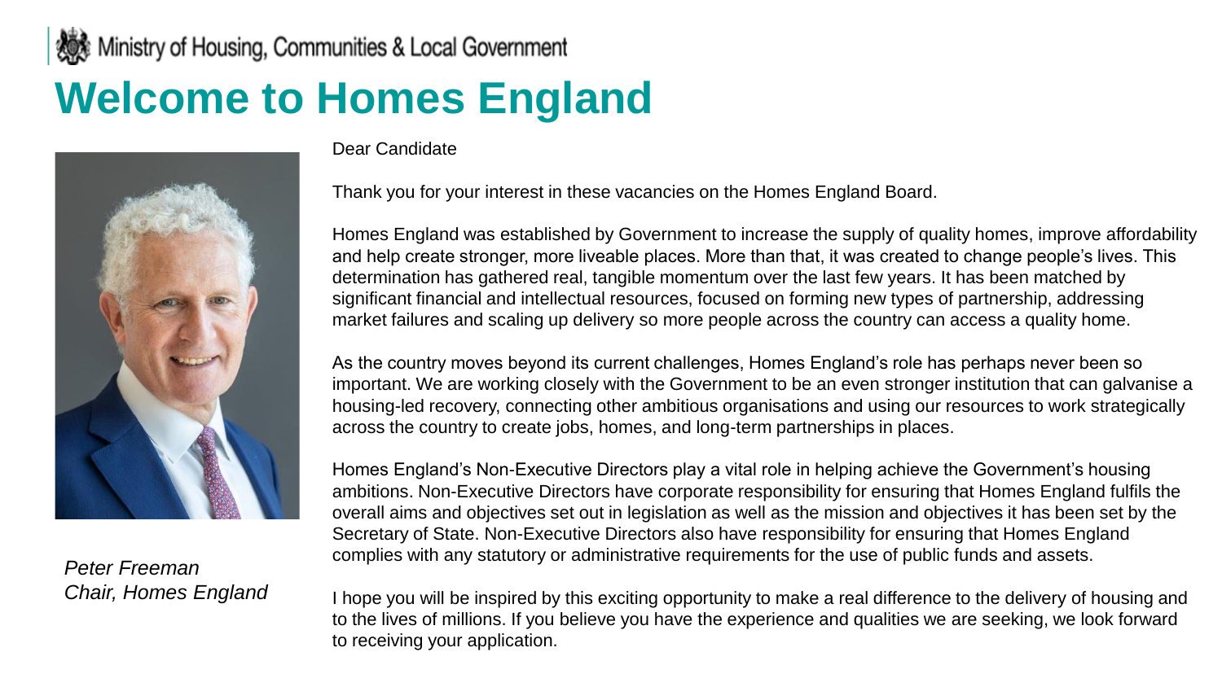Ministry of Housing, Communities & Local Government

# Welcome to Homes England

Dear Candidate

Thank you for your interest in these vacancies on the Homes England Board.

Homes England was established by Government to increase the supply of quality homes, improve affordability and help create stronger, more liveable places. More than that, it was created to change people's lives. This determination has gathered real, tangible momentum over the last few years. It has been matched by significant financial and intellectual resources, focused on forming new types of partnership, addressing market failures and scaling up delivery so more people across the country can access a quality home.

As the country moves beyond its current challenges, Homes England's role has perhaps never been so important. We are working closely with the Government to be an even stronger institution that can galvanise a housing-led recovery, connecting other ambitious organisations and using our resources to work strategically across the country to create jobs, homes, and long-term partnerships in places.

Homes England's Non-Executive Directors play a vital role in helping achieve the Government's housing ambitions. Non-Executive Directors have corporate responsibility for ensuring that Homes England fulfils the overall aims and objectives set out in legislation as well as the mission and objectives it has been set by the Secretary of State. Non-Executive Directors also have responsibility for ensuring that Homes England complies with any statutory or administrative requirements for the use of public funds and assets.

I hope you will be inspired by this exciting opportunity to make a real difference to the delivery of housing and to the lives of millions. If you believe you have the experience and qualities we are seeking, we look forward to receiving your application.

*Peter Freeman*
*Chair, Homes England*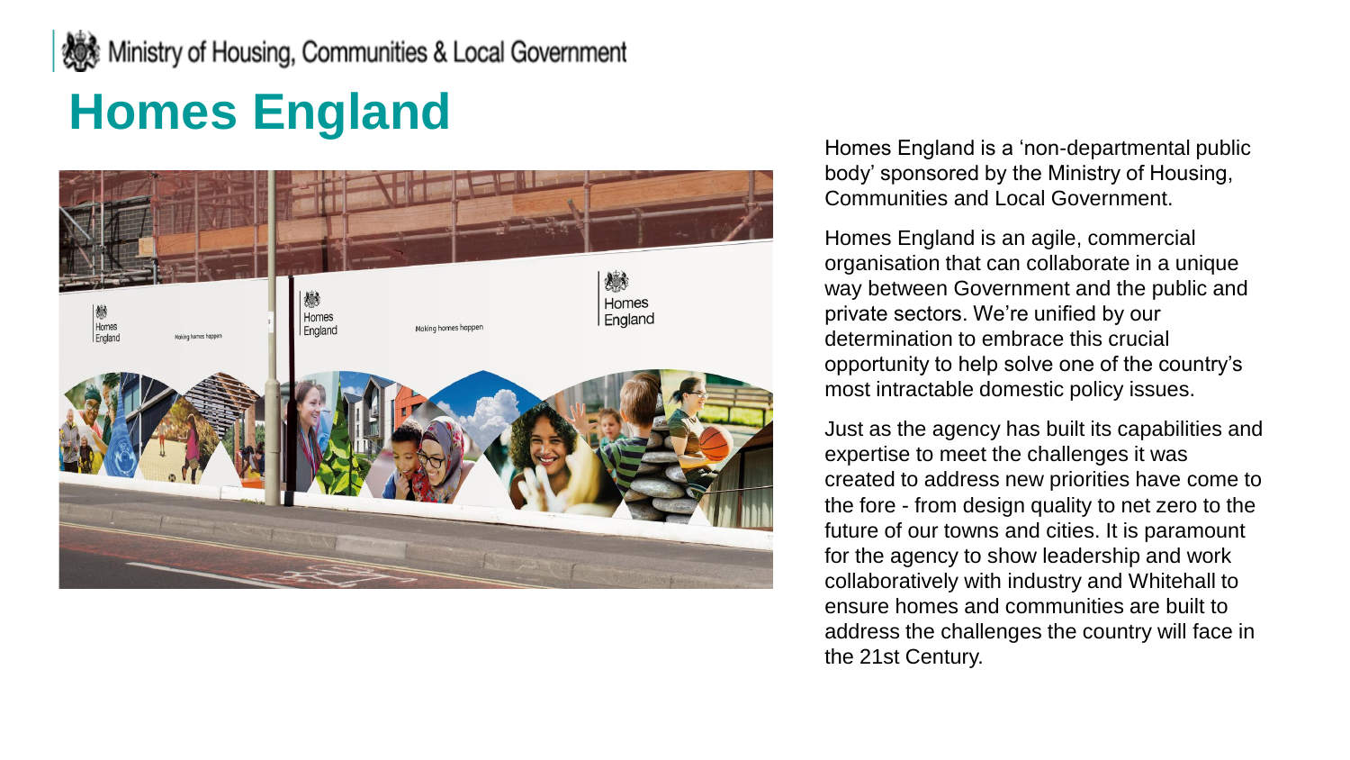Ministry of Housing, Communities & Local Government

# Homes England

Homes England is a 'non-departmental public body' sponsored by the Ministry of Housing, Communities and Local Government.

Homes England is an agile, commercial organisation that can collaborate in a unique way between Government and the public and private sectors. We're unified by our determination to embrace this crucial opportunity to help solve one of the country's most intractable domestic policy issues.

Just as the agency has built its capabilities and expertise to meet the challenges it was created to address new priorities have come to the fore - from design quality to net zero to the future of our towns and cities. It is paramount for the agency to show leadership and work collaboratively with industry and Whitehall to ensure homes and communities are built to address the challenges the country will face in the 21st Century.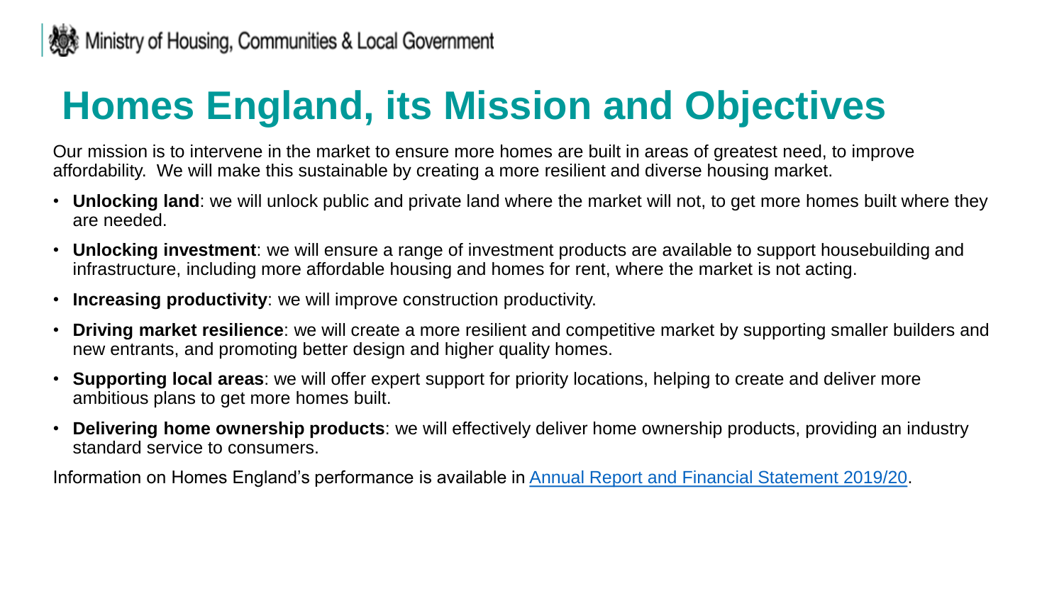# Homes England, its Mission and Objectives

Our mission is to intervene in the market to ensure more homes are built in areas of greatest need, to improve affordability. We will make this sustainable by creating a more resilient and diverse housing market.

- **Unlocking land**: we will unlock public and private land where the market will not, to get more homes built where they are needed.
- **Unlocking investment**: we will ensure a range of investment products are available to support housebuilding and infrastructure, including more affordable housing and homes for rent, where the market is not acting.
- **Increasing productivity**: we will improve construction productivity.
- **Driving market resilience**: we will create a more resilient and competitive market by supporting smaller builders and new entrants, and promoting better design and higher quality homes.
- **Supporting local areas**: we will offer expert support for priority locations, helping to create and deliver more ambitious plans to get more homes built.
- **Delivering home ownership products**: we will effectively deliver home ownership products, providing an industry standard service to consumers.

Information on Homes England's performance is available in Annual Report and Financial Statement 2019/20.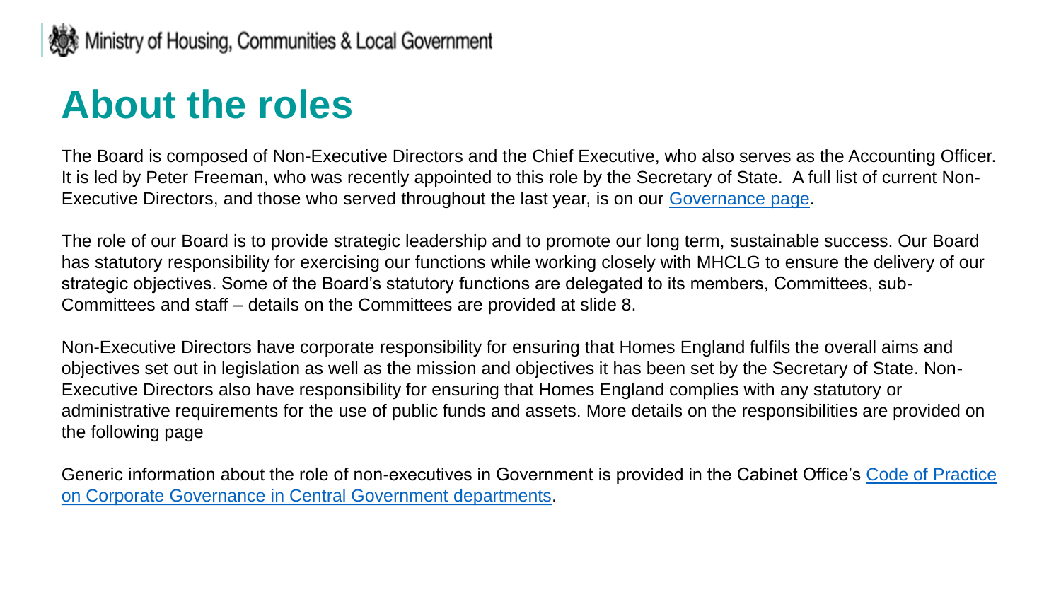# About the roles

The Board is composed of Non-Executive Directors and the Chief Executive, who also serves as the Accounting Officer. It is led by Peter Freeman, who was recently appointed to this role by the Secretary of State. A full list of current Non-Executive Directors, and those who served throughout the last year, is on our Governance page.

The role of our Board is to provide strategic leadership and to promote our long term, sustainable success. Our Board has statutory responsibility for exercising our functions while working closely with MHCLG to ensure the delivery of our strategic objectives. Some of the Board's statutory functions are delegated to its members, Committees, sub-Committees and staff – details on the Committees are provided at slide 8.

Non-Executive Directors have corporate responsibility for ensuring that Homes England fulfils the overall aims and objectives set out in legislation as well as the mission and objectives it has been set by the Secretary of State. Non-Executive Directors also have responsibility for ensuring that Homes England complies with any statutory or administrative requirements for the use of public funds and assets. More details on the responsibilities are provided on the following page

Generic information about the role of non-executives in Government is provided in the Cabinet Office's Code of Practice on Corporate Governance in Central Government departments.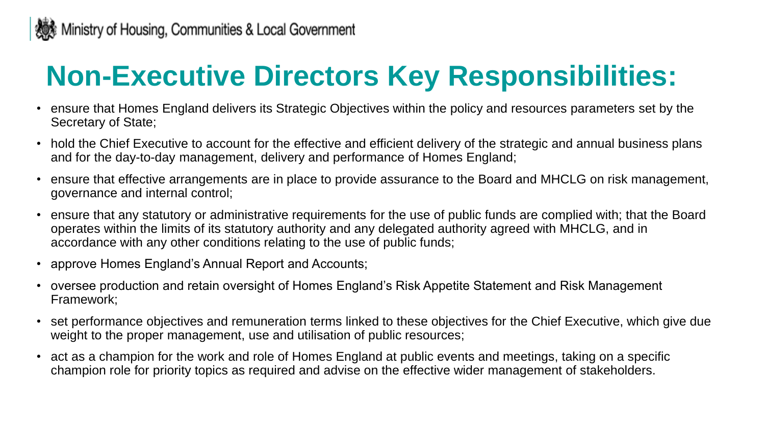# Non-Executive Directors Key Responsibilities:

- ensure that Homes England delivers its Strategic Objectives within the policy and resources parameters set by the Secretary of State;
- hold the Chief Executive to account for the effective and efficient delivery of the strategic and annual business plans and for the day-to-day management, delivery and performance of Homes England;
- ensure that effective arrangements are in place to provide assurance to the Board and MHCLG on risk management, governance and internal control;
- ensure that any statutory or administrative requirements for the use of public funds are complied with; that the Board operates within the limits of its statutory authority and any delegated authority agreed with MHCLG, and in accordance with any other conditions relating to the use of public funds;
- approve Homes England's Annual Report and Accounts;
- oversee production and retain oversight of Homes England's Risk Appetite Statement and Risk Management Framework;
- set performance objectives and remuneration terms linked to these objectives for the Chief Executive, which give due weight to the proper management, use and utilisation of public resources;
- act as a champion for the work and role of Homes England at public events and meetings, taking on a specific champion role for priority topics as required and advise on the effective wider management of stakeholders.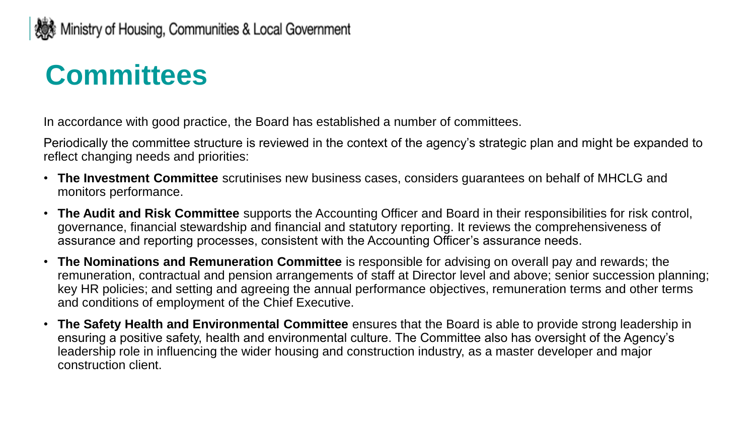# Committees

In accordance with good practice, the Board has established a number of committees.

Periodically the committee structure is reviewed in the context of the agency's strategic plan and might be expanded to reflect changing needs and priorities:

- **The Investment Committee** scrutinises new business cases, considers guarantees on behalf of MHCLG and monitors performance.
- **The Audit and Risk Committee** supports the Accounting Officer and Board in their responsibilities for risk control, governance, financial stewardship and financial and statutory reporting. It reviews the comprehensiveness of assurance and reporting processes, consistent with the Accounting Officer's assurance needs.
- **The Nominations and Remuneration Committee** is responsible for advising on overall pay and rewards; the remuneration, contractual and pension arrangements of staff at Director level and above; senior succession planning; key HR policies; and setting and agreeing the annual performance objectives, remuneration terms and other terms and conditions of employment of the Chief Executive.
- **The Safety Health and Environmental Committee** ensures that the Board is able to provide strong leadership in ensuring a positive safety, health and environmental culture. The Committee also has oversight of the Agency's leadership role in influencing the wider housing and construction industry, as a master developer and major construction client.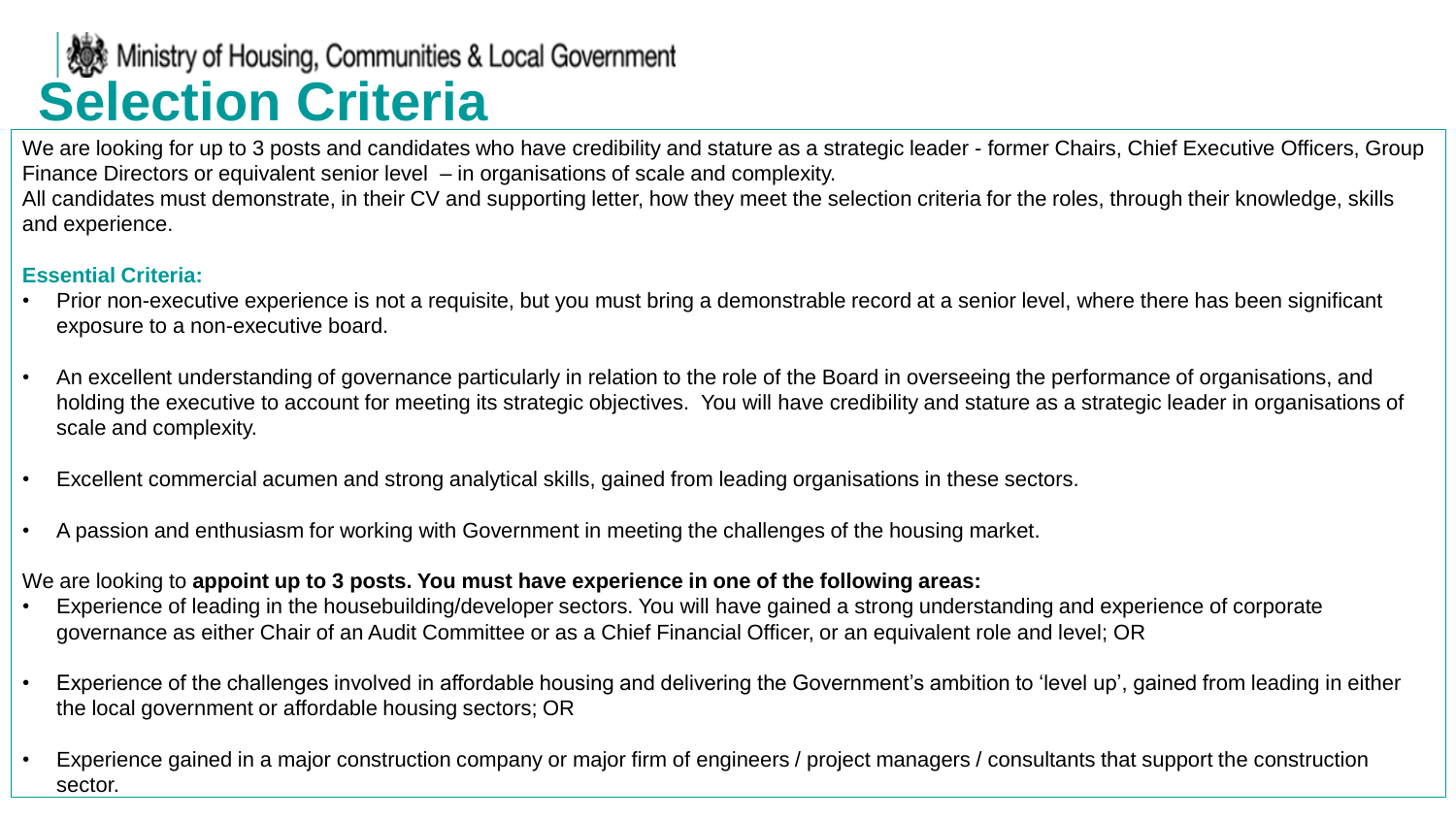# Selection Criteria

We are looking for up to 3 posts and candidates who have credibility and stature as a strategic leader - former Chairs, Chief Executive Officers, Group Finance Directors or equivalent senior level – in organisations of scale and complexity.

All candidates must demonstrate, in their CV and supporting letter, how they meet the selection criteria for the roles, through their knowledge, skills and experience.

**Essential Criteria:**

- Prior non-executive experience is not a requisite, but you must bring a demonstrable record at a senior level, where there has been significant exposure to a non-executive board.
- An excellent understanding of governance particularly in relation to the role of the Board in overseeing the performance of organisations, and holding the executive to account for meeting its strategic objectives. You will have credibility and stature as a strategic leader in organisations of scale and complexity.
- Excellent commercial acumen and strong analytical skills, gained from leading organisations in these sectors.
- A passion and enthusiasm for working with Government in meeting the challenges of the housing market.

We are looking to **appoint up to 3 posts. You must have experience in one of the following areas:**

- Experience of leading in the housebuilding/developer sectors. You will have gained a strong understanding and experience of corporate governance as either Chair of an Audit Committee or as a Chief Financial Officer, or an equivalent role and level; OR
- Experience of the challenges involved in affordable housing and delivering the Government's ambition to 'level up', gained from leading in either the local government or affordable housing sectors; OR
- Experience gained in a major construction company or major firm of engineers / project managers / consultants that support the construction sector.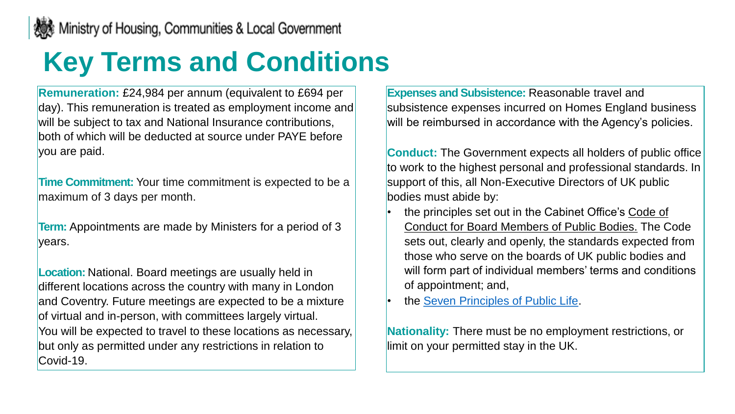# Key Terms and Conditions

**Remuneration:** £24,984 per annum (equivalent to £694 per day). This remuneration is treated as employment income and will be subject to tax and National Insurance contributions, both of which will be deducted at source under PAYE before you are paid.

**Time Commitment:** Your time commitment is expected to be a maximum of 3 days per month.

**Term:** Appointments are made by Ministers for a period of 3 years.

**Location:** National. Board meetings are usually held in different locations across the country with many in London and Coventry. Future meetings are expected to be a mixture of virtual and in-person, with committees largely virtual. You will be expected to travel to these locations as necessary, but only as permitted under any restrictions in relation to Covid-19.

**Expenses and Subsistence:** Reasonable travel and subsistence expenses incurred on Homes England business will be reimbursed in accordance with the Agency's policies.

**Conduct:** The Government expects all holders of public office to work to the highest personal and professional standards. In support of this, all Non-Executive Directors of UK public bodies must abide by:

- the principles set out in the Cabinet Office's Code of Conduct for Board Members of Public Bodies. The Code sets out, clearly and openly, the standards expected from those who serve on the boards of UK public bodies and will form part of individual members' terms and conditions of appointment; and,
- the Seven Principles of Public Life.

**Nationality:** There must be no employment restrictions, or limit on your permitted stay in the UK.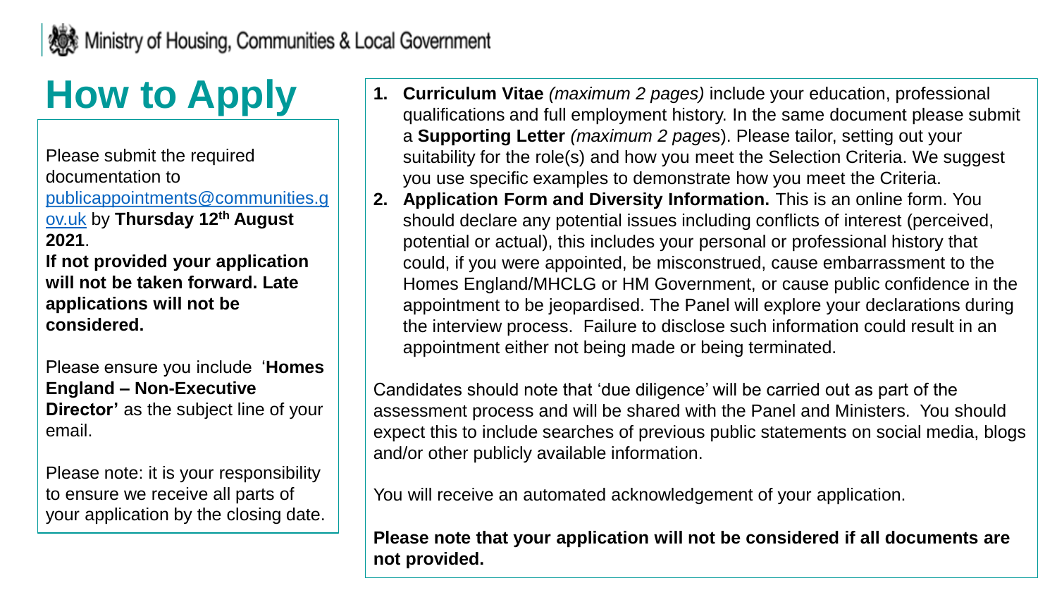Ministry of Housing, Communities & Local Government

# How to Apply

Please submit the required documentation to publicappointments@communities.gov.uk by **Thursday 12th August 2021**.

**If not provided your application will not be taken forward. Late applications will not be considered.**

Please ensure you include '**Homes England – Non-Executive Director'** as the subject line of your email.

Please note: it is your responsibility to ensure we receive all parts of your application by the closing date.

1. **Curriculum Vitae** *(maximum 2 pages)* include your education, professional qualifications and full employment history. In the same document please submit a **Supporting Letter** *(maximum 2 pages)*. Please tailor, setting out your suitability for the role(s) and how you meet the Selection Criteria. We suggest you use specific examples to demonstrate how you meet the Criteria.
2. **Application Form and Diversity Information.** This is an online form. You should declare any potential issues including conflicts of interest (perceived, potential or actual), this includes your personal or professional history that could, if you were appointed, be misconstrued, cause embarrassment to the Homes England/MHCLG or HM Government, or cause public confidence in the appointment to be jeopardised. The Panel will explore your declarations during the interview process. Failure to disclose such information could result in an appointment either not being made or being terminated.

Candidates should note that 'due diligence' will be carried out as part of the assessment process and will be shared with the Panel and Ministers. You should expect this to include searches of previous public statements on social media, blogs and/or other publicly available information.

You will receive an automated acknowledgement of your application.

**Please note that your application will not be considered if all documents are not provided.**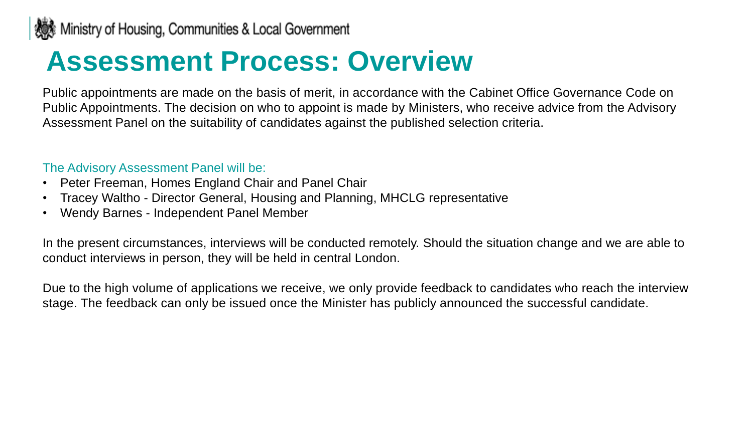# Assessment Process: Overview

Public appointments are made on the basis of merit, in accordance with the Cabinet Office Governance Code on Public Appointments. The decision on who to appoint is made by Ministers, who receive advice from the Advisory Assessment Panel on the suitability of candidates against the published selection criteria.

The Advisory Assessment Panel will be:

- Peter Freeman, Homes England Chair and Panel Chair
- Tracey Waltho - Director General, Housing and Planning, MHCLG representative
- Wendy Barnes - Independent Panel Member

In the present circumstances, interviews will be conducted remotely. Should the situation change and we are able to conduct interviews in person, they will be held in central London.

Due to the high volume of applications we receive, we only provide feedback to candidates who reach the interview stage. The feedback can only be issued once the Minister has publicly announced the successful candidate.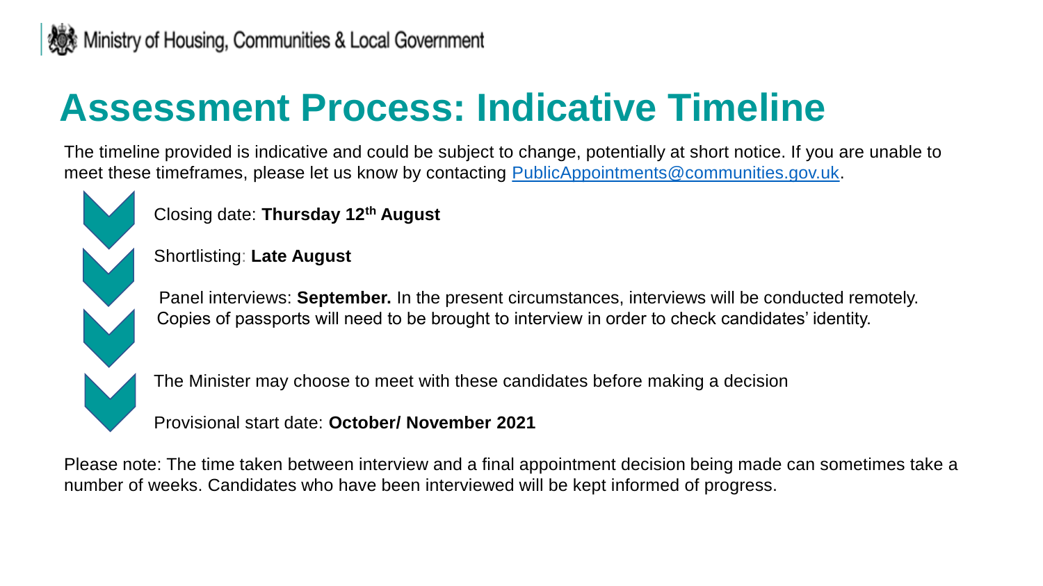Ministry of Housing, Communities & Local Government

# Assessment Process: Indicative Timeline

The timeline provided is indicative and could be subject to change, potentially at short notice. If you are unable to meet these timeframes, please let us know by contacting PublicAppointments@communities.gov.uk.

- Closing date: **Thursday 12th August**
- Shortlisting: **Late August**
- Panel interviews: **September.** In the present circumstances, interviews will be conducted remotely. Copies of passports will need to be brought to interview in order to check candidates' identity.
- The Minister may choose to meet with these candidates before making a decision
- Provisional start date: **October/ November 2021**

Please note: The time taken between interview and a final appointment decision being made can sometimes take a number of weeks. Candidates who have been interviewed will be kept informed of progress.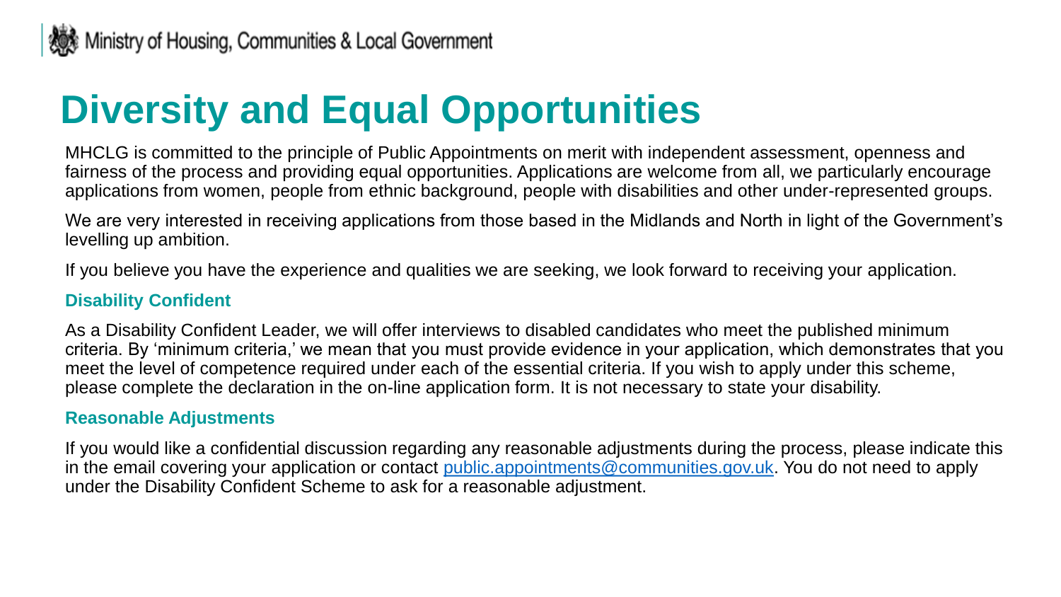# Diversity and Equal Opportunities

MHCLG is committed to the principle of Public Appointments on merit with independent assessment, openness and fairness of the process and providing equal opportunities. Applications are welcome from all, we particularly encourage applications from women, people from ethnic background, people with disabilities and other under-represented groups.

We are very interested in receiving applications from those based in the Midlands and North in light of the Government's levelling up ambition.

If you believe you have the experience and qualities we are seeking, we look forward to receiving your application.

## Disability Confident

As a Disability Confident Leader, we will offer interviews to disabled candidates who meet the published minimum criteria. By 'minimum criteria,' we mean that you must provide evidence in your application, which demonstrates that you meet the level of competence required under each of the essential criteria. If you wish to apply under this scheme, please complete the declaration in the on-line application form. It is not necessary to state your disability.

## Reasonable Adjustments

If you would like a confidential discussion regarding any reasonable adjustments during the process, please indicate this in the email covering your application or contact public.appointments@communities.gov.uk. You do not need to apply under the Disability Confident Scheme to ask for a reasonable adjustment.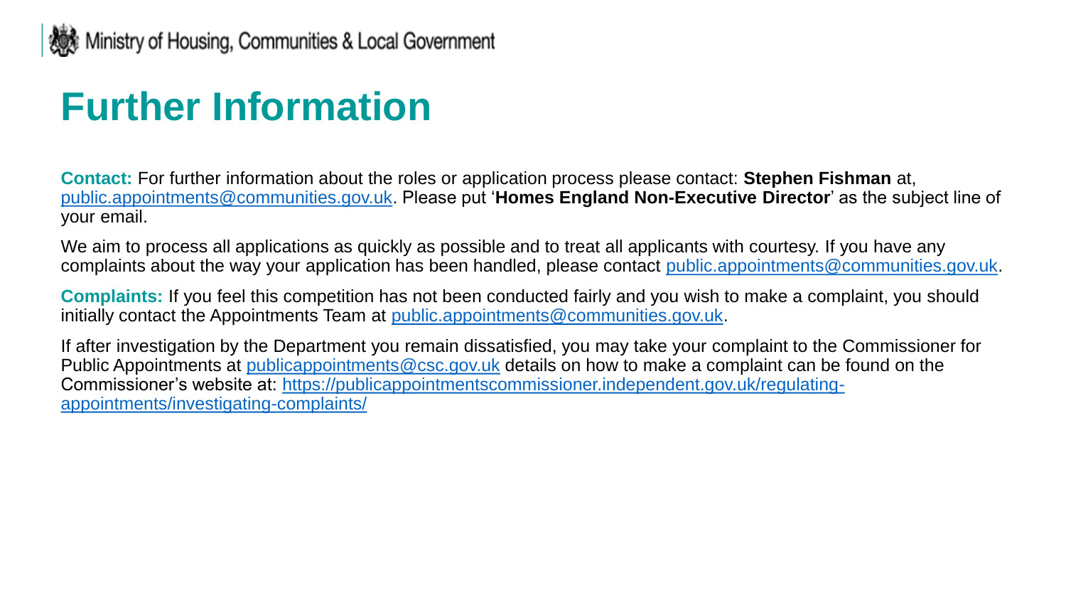# Further Information

**Contact:** For further information about the roles or application process please contact: **Stephen Fishman** at, public.appointments@communities.gov.uk. Please put '**Homes England Non-Executive Director**' as the subject line of your email.

We aim to process all applications as quickly as possible and to treat all applicants with courtesy. If you have any complaints about the way your application has been handled, please contact public.appointments@communities.gov.uk.

**Complaints:** If you feel this competition has not been conducted fairly and you wish to make a complaint, you should initially contact the Appointments Team at public.appointments@communities.gov.uk.

If after investigation by the Department you remain dissatisfied, you may take your complaint to the Commissioner for Public Appointments at publicappointments@csc.gov.uk details on how to make a complaint can be found on the Commissioner's website at: https://publicappointmentscommissioner.independent.gov.uk/regulating-appointments/investigating-complaints/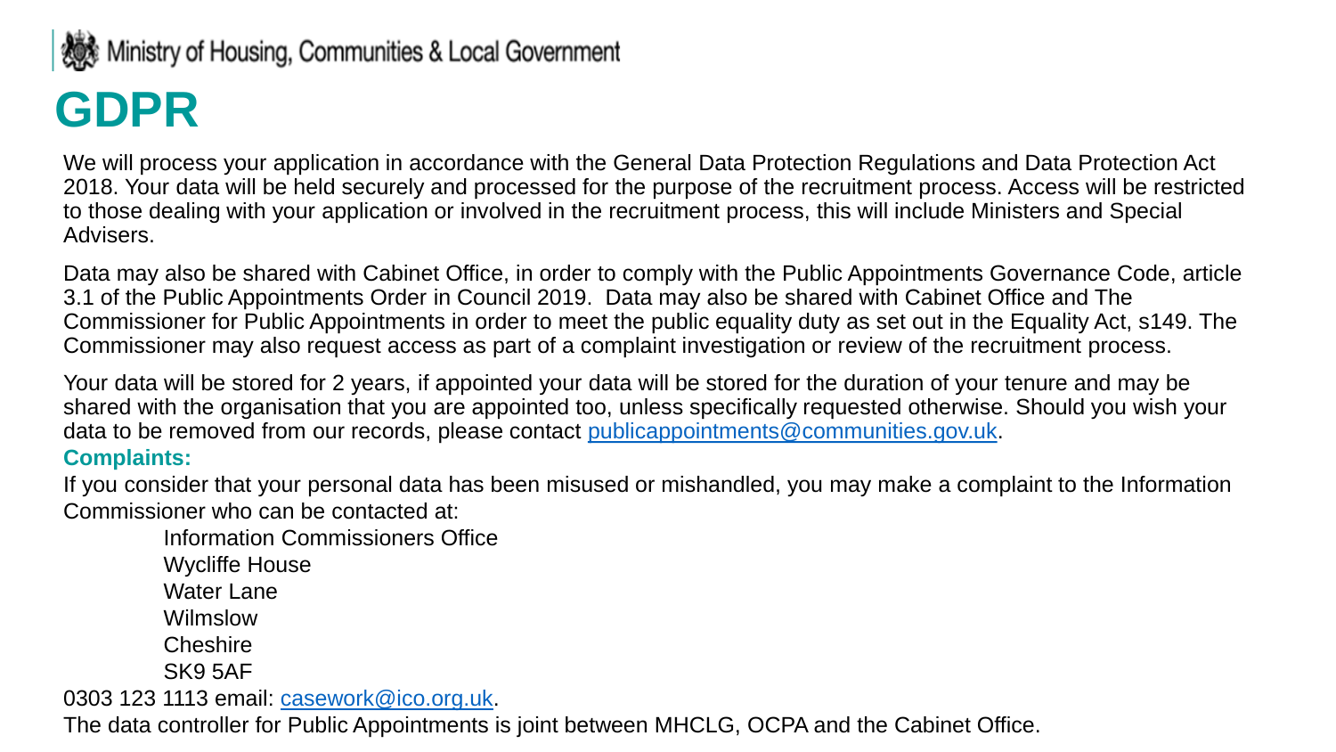Ministry of Housing, Communities & Local Government

# GDPR

We will process your application in accordance with the General Data Protection Regulations and Data Protection Act 2018. Your data will be held securely and processed for the purpose of the recruitment process. Access will be restricted to those dealing with your application or involved in the recruitment process, this will include Ministers and Special Advisers.

Data may also be shared with Cabinet Office, in order to comply with the Public Appointments Governance Code, article 3.1 of the Public Appointments Order in Council 2019. Data may also be shared with Cabinet Office and The Commissioner for Public Appointments in order to meet the public equality duty as set out in the Equality Act, s149. The Commissioner may also request access as part of a complaint investigation or review of the recruitment process.

Your data will be stored for 2 years, if appointed your data will be stored for the duration of your tenure and may be shared with the organisation that you are appointed too, unless specifically requested otherwise. Should you wish your data to be removed from our records, please contact publicappointments@communities.gov.uk.

**Complaints:**

If you consider that your personal data has been misused or mishandled, you may make a complaint to the Information Commissioner who can be contacted at:

Information Commissioners Office
Wycliffe House
Water Lane
Wilmslow
Cheshire
SK9 5AF

0303 123 1113 email: casework@ico.org.uk.

The data controller for Public Appointments is joint between MHCLG, OCPA and the Cabinet Office.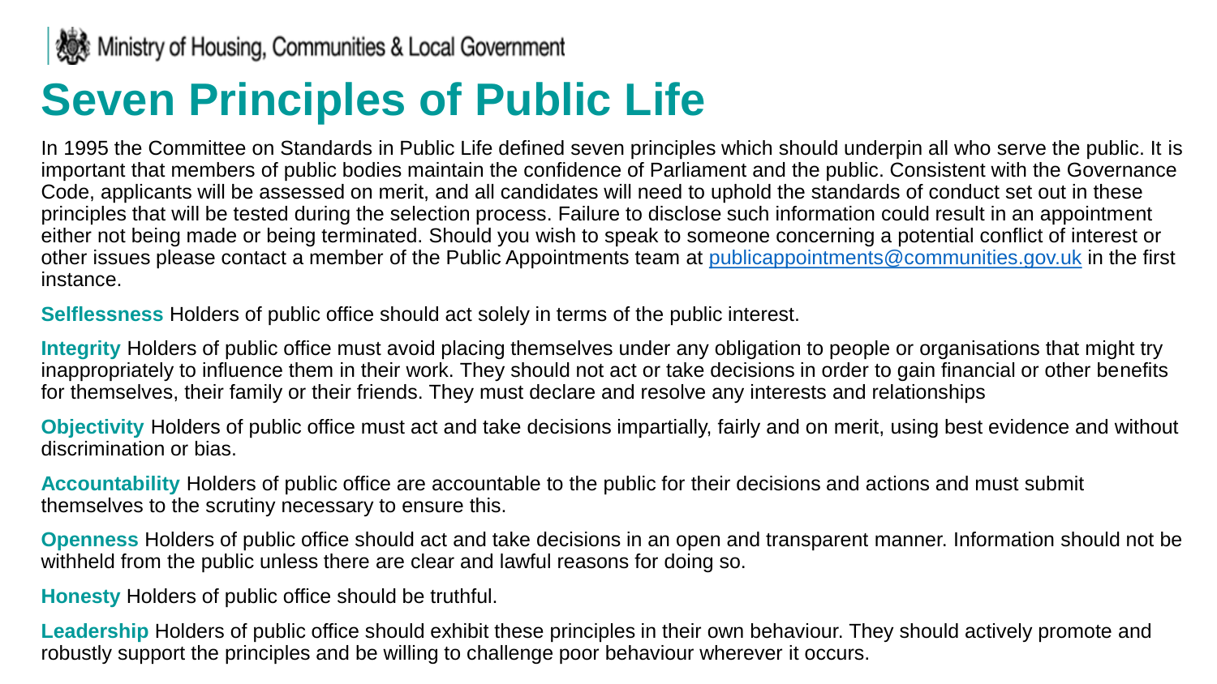Ministry of Housing, Communities & Local Government

# Seven Principles of Public Life

In 1995 the Committee on Standards in Public Life defined seven principles which should underpin all who serve the public. It is important that members of public bodies maintain the confidence of Parliament and the public. Consistent with the Governance Code, applicants will be assessed on merit, and all candidates will need to uphold the standards of conduct set out in these principles that will be tested during the selection process. Failure to disclose such information could result in an appointment either not being made or being terminated. Should you wish to speak to someone concerning a potential conflict of interest or other issues please contact a member of the Public Appointments team at publicappointments@communities.gov.uk in the first instance.

**Selflessness** Holders of public office should act solely in terms of the public interest.

**Integrity** Holders of public office must avoid placing themselves under any obligation to people or organisations that might try inappropriately to influence them in their work. They should not act or take decisions in order to gain financial or other benefits for themselves, their family or their friends. They must declare and resolve any interests and relationships

**Objectivity** Holders of public office must act and take decisions impartially, fairly and on merit, using best evidence and without discrimination or bias.

**Accountability** Holders of public office are accountable to the public for their decisions and actions and must submit themselves to the scrutiny necessary to ensure this.

**Openness** Holders of public office should act and take decisions in an open and transparent manner. Information should not be withheld from the public unless there are clear and lawful reasons for doing so.

**Honesty** Holders of public office should be truthful.

**Leadership** Holders of public office should exhibit these principles in their own behaviour. They should actively promote and robustly support the principles and be willing to challenge poor behaviour wherever it occurs.